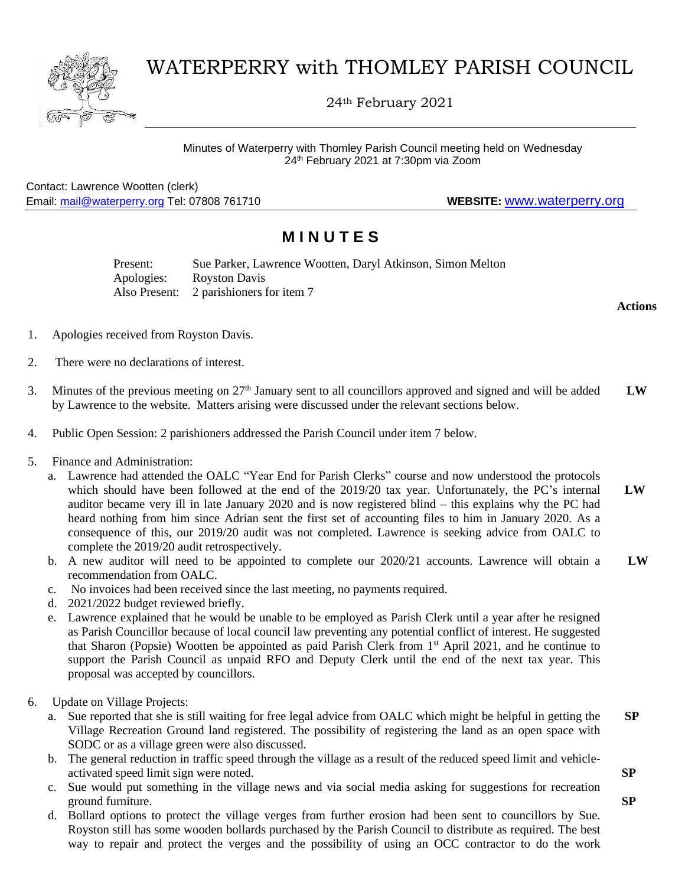# WATERPERRY with THOMLEY PARISH COUNCIL

24th February 2021

Minutes of Waterperry with Thomley Parish Council meeting held on Wednesday 24th February 2021 at 7:30pm via Zoom

Contact: Lawrence Wootten (clerk)
Email: mail@waterperry.org Tel: 07808 761710 **WEBSITE:** www.waterperry.org

## MINUTES

Present: Sue Parker, Lawrence Wootten, Daryl Atkinson, Simon Melton
Apologies: Royston Davis
Also Present: 2 parishioners for item 7

**Actions**

1. Apologies received from Royston Davis.

2. There were no declarations of interest.

3. Minutes of the previous meeting on 27th January sent to all councillors approved and signed and will be added by Lawrence to the website. Matters arising were discussed under the relevant sections below. **LW**

4. Public Open Session: 2 parishioners addressed the Parish Council under item 7 below.

5. Finance and Administration:
   a. Lawrence had attended the OALC "Year End for Parish Clerks" course and now understood the protocols which should have been followed at the end of the 2019/20 tax year. Unfortunately, the PC's internal auditor became very ill in late January 2020 and is now registered blind – this explains why the PC had heard nothing from him since Adrian sent the first set of accounting files to him in January 2020. As a consequence of this, our 2019/20 audit was not completed. Lawrence is seeking advice from OALC to complete the 2019/20 audit retrospectively. **LW**
   b. A new auditor will need to be appointed to complete our 2020/21 accounts. Lawrence will obtain a recommendation from OALC. **LW**
   c. No invoices had been received since the last meeting, no payments required.
   d. 2021/2022 budget reviewed briefly.
   e. Lawrence explained that he would be unable to be employed as Parish Clerk until a year after he resigned as Parish Councillor because of local council law preventing any potential conflict of interest. He suggested that Sharon (Popsie) Wootten be appointed as paid Parish Clerk from 1st April 2021, and he continue to support the Parish Council as unpaid RFO and Deputy Clerk until the end of the next tax year. This proposal was accepted by councillors.

6. Update on Village Projects:
   a. Sue reported that she is still waiting for free legal advice from OALC which might be helpful in getting the Village Recreation Ground land registered. The possibility of registering the land as an open space with SODC or as a village green were also discussed. **SP**
   b. The general reduction in traffic speed through the village as a result of the reduced speed limit and vehicle-activated speed limit sign were noted. **SP**
   c. Sue would put something in the village news and via social media asking for suggestions for recreation ground furniture. **SP**
   d. Bollard options to protect the village verges from further erosion had been sent to councillors by Sue. Royston still has some wooden bollards purchased by the Parish Council to distribute as required. The best way to repair and protect the verges and the possibility of using an OCC contractor to do the work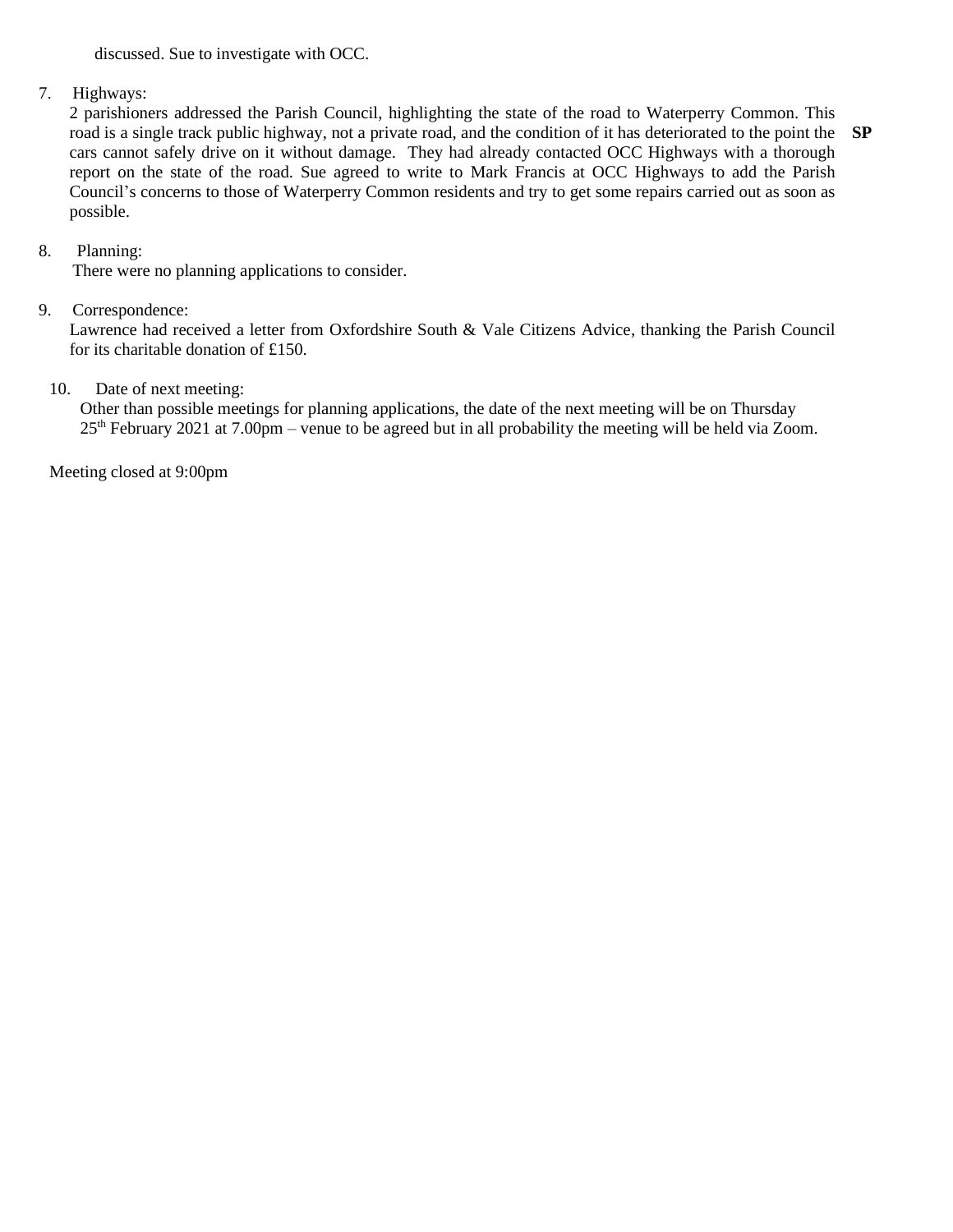discussed. Sue to investigate with OCC.

7. Highways:
   2 parishioners addressed the Parish Council, highlighting the state of the road to Waterperry Common. This road is a single track public highway, not a private road, and the condition of it has deteriorated to the point the cars cannot safely drive on it without damage. They had already contacted OCC Highways with a thorough report on the state of the road. Sue agreed to write to Mark Francis at OCC Highways to add the Parish Council's concerns to those of Waterperry Common residents and try to get some repairs carried out as soon as possible. **SP**

8. Planning:
   There were no planning applications to consider.

9. Correspondence:
   Lawrence had received a letter from Oxfordshire South & Vale Citizens Advice, thanking the Parish Council for its charitable donation of £150.

10. Date of next meeting:
    Other than possible meetings for planning applications, the date of the next meeting will be on Thursday 25th February 2021 at 7.00pm – venue to be agreed but in all probability the meeting will be held via Zoom.

Meeting closed at 9:00pm